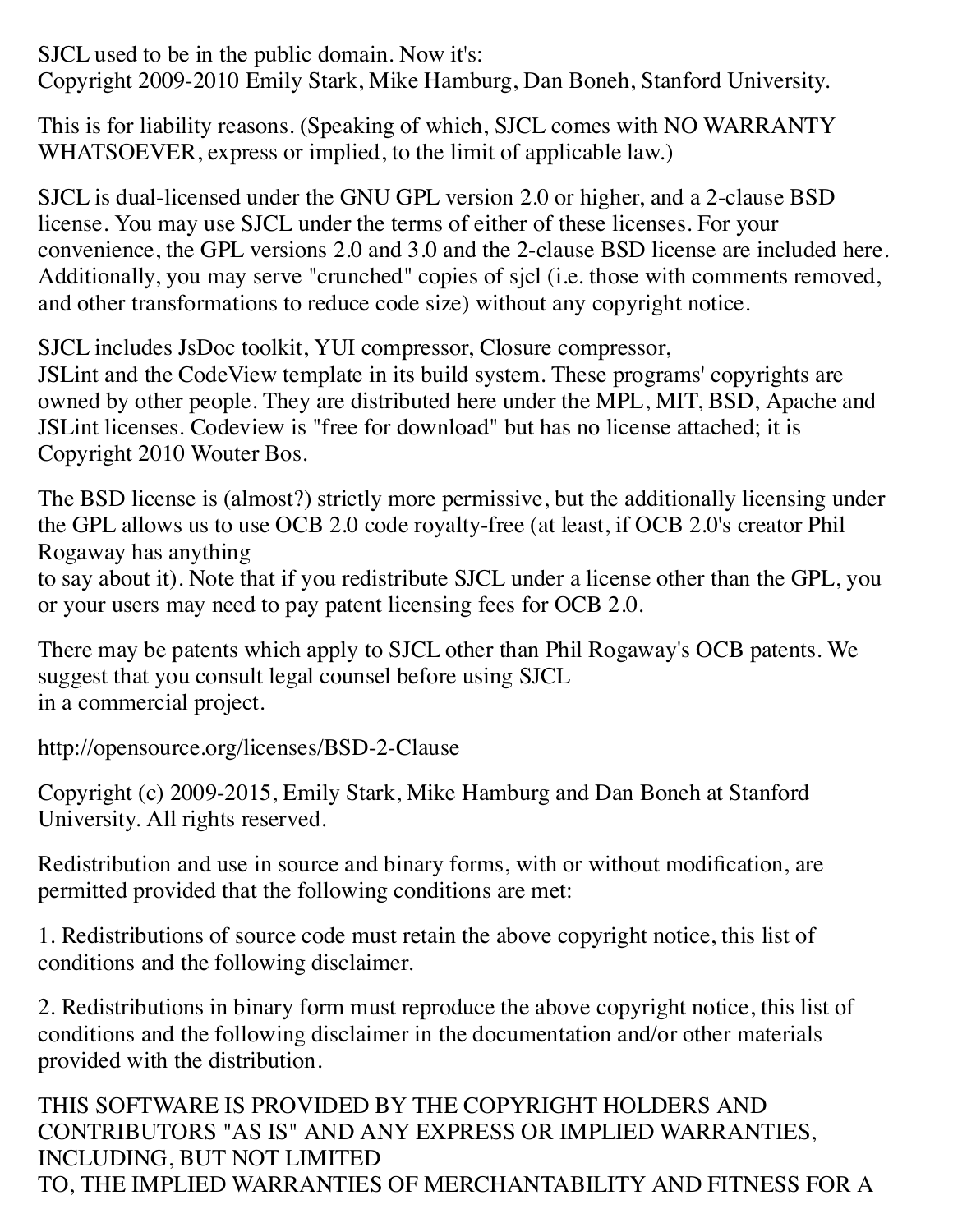SJCL used to be in the public domain. Now it's:
Copyright 2009-2010 Emily Stark, Mike Hamburg, Dan Boneh, Stanford University.

This is for liability reasons. (Speaking of which, SJCL comes with NO WARRANTY WHATSOEVER, express or implied, to the limit of applicable law.)

SJCL is dual-licensed under the GNU GPL version 2.0 or higher, and a 2-clause BSD license. You may use SJCL under the terms of either of these licenses. For your convenience, the GPL versions 2.0 and 3.0 and the 2-clause BSD license are included here. Additionally, you may serve "crunched" copies of sjcl (i.e. those with comments removed, and other transformations to reduce code size) without any copyright notice.

SJCL includes JsDoc toolkit, YUI compressor, Closure compressor,
JSLint and the CodeView template in its build system. These programs' copyrights are owned by other people. They are distributed here under the MPL, MIT, BSD, Apache and JSLint licenses. Codeview is "free for download" but has no license attached; it is Copyright 2010 Wouter Bos.

The BSD license is (almost?) strictly more permissive, but the additionally licensing under the GPL allows us to use OCB 2.0 code royalty-free (at least, if OCB 2.0's creator Phil Rogaway has anything
to say about it). Note that if you redistribute SJCL under a license other than the GPL, you or your users may need to pay patent licensing fees for OCB 2.0.

There may be patents which apply to SJCL other than Phil Rogaway's OCB patents. We suggest that you consult legal counsel before using SJCL
in a commercial project.

http://opensource.org/licenses/BSD-2-Clause

Copyright (c) 2009-2015, Emily Stark, Mike Hamburg and Dan Boneh at Stanford University. All rights reserved.

Redistribution and use in source and binary forms, with or without modification, are permitted provided that the following conditions are met:

1. Redistributions of source code must retain the above copyright notice, this list of conditions and the following disclaimer.

2. Redistributions in binary form must reproduce the above copyright notice, this list of conditions and the following disclaimer in the documentation and/or other materials provided with the distribution.

THIS SOFTWARE IS PROVIDED BY THE COPYRIGHT HOLDERS AND CONTRIBUTORS "AS IS" AND ANY EXPRESS OR IMPLIED WARRANTIES, INCLUDING, BUT NOT LIMITED
TO, THE IMPLIED WARRANTIES OF MERCHANTABILITY AND FITNESS FOR A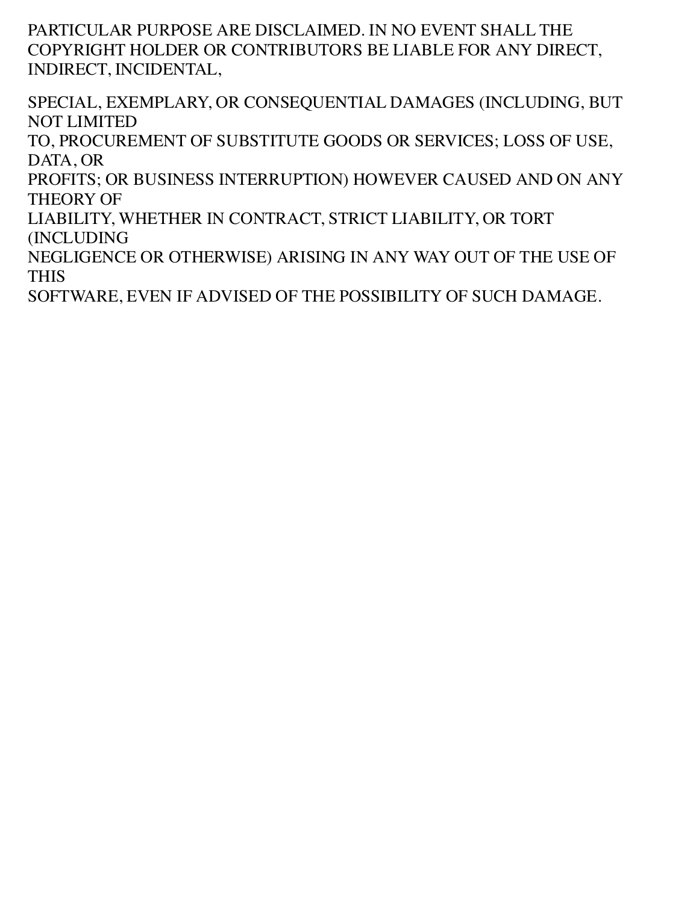PARTICULAR PURPOSE ARE DISCLAIMED. IN NO EVENT SHALL THE COPYRIGHT HOLDER OR CONTRIBUTORS BE LIABLE FOR ANY DIRECT, INDIRECT, INCIDENTAL,

SPECIAL, EXEMPLARY, OR CONSEQUENTIAL DAMAGES (INCLUDING, BUT NOT LIMITED
TO, PROCUREMENT OF SUBSTITUTE GOODS OR SERVICES; LOSS OF USE, DATA, OR
PROFITS; OR BUSINESS INTERRUPTION) HOWEVER CAUSED AND ON ANY THEORY OF
LIABILITY, WHETHER IN CONTRACT, STRICT LIABILITY, OR TORT (INCLUDING
NEGLIGENCE OR OTHERWISE) ARISING IN ANY WAY OUT OF THE USE OF THIS
SOFTWARE, EVEN IF ADVISED OF THE POSSIBILITY OF SUCH DAMAGE.